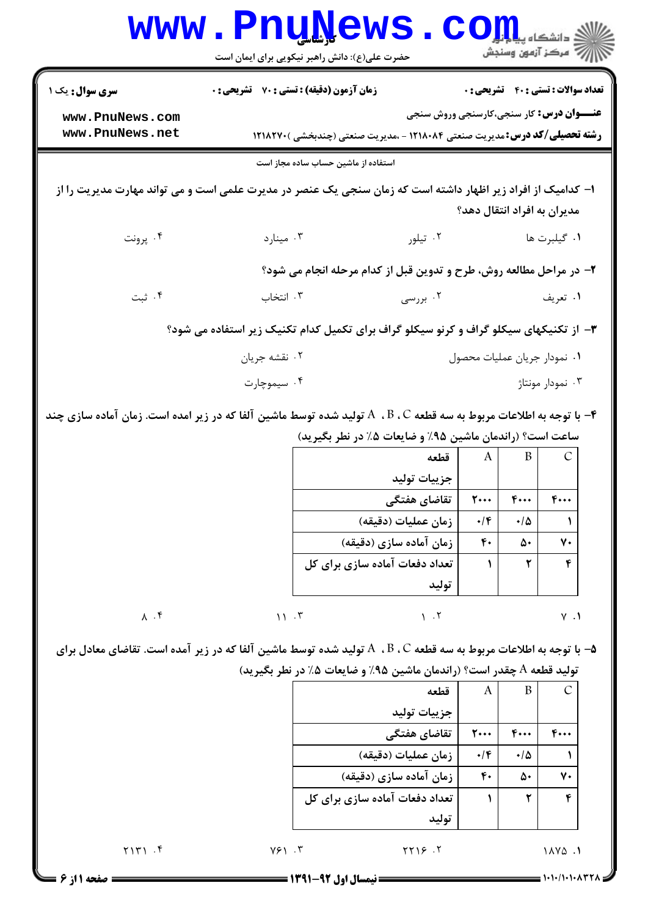**سری سوال:** یک ۱ | **زمان آزمون (دقیقه) : تستی : ۷۰ تشریحی : ۰** | **تعداد سوالات : تستی : ۴۰ تشریحی : ۰**

**عنـــوان درس:** کار سنجی،کارسنجی وروش سنجی

**رشته تحصیلی/کد درس:** مدیریت صنعتی ۱۲۱۸۰۸۴ - ،مدیریت صنعتی (چندبخشی )۱۲۱۸۲۷۰

استفاده از ماشین حساب ساده مجاز است

۱- کدامیک از افراد زیر اظهار داشته است که زمان سنجی یک عنصر در مدیریت علمی است و می تواند مهارت مدیریت را از مدیران به افراد انتقال دهد؟

۱. گیلبرت ها ۲. تیلور ۳. مینارد ۴. پرونت

۲- در مراحل مطالعه روش، طرح و تدوین قبل از کدام مرحله انجام می شود؟

۱. تعریف ۲. بررسی ۳. انتخاب ۴. ثبت

۳- از تکنیکهای سیکلو گراف و کرنو سیکلو گراف برای تکمیل کدام تکنیک زیر استفاده می شود؟

۱. نمودار جریان عملیات محصول ۲. نقشه جریان ۳. نمودار مونتاژ ۴. سیموچارت

۴- با توجه به اطلاعات مربوط به سه قطعه A ، B ، C تولید شده توسط ماشین آلفا که در زیر امده است. زمان آماده سازی چند ساعت است؟ (راندمان ماشین ۹۵٪ و ضایعات ۵٪ در نظر بگیرید)

| قطعه / جزییات تولید | A | B | C |
|---|---|---|---|
| تقاضای هفتگی | ۲۰۰۰ | ۴۰۰۰ | ۴۰۰۰ |
| زمان عملیات (دقیقه) | ۰/۴ | ۰/۵ | ۱ |
| زمان آماده سازی (دقیقه) | ۴۰ | ۵۰ | ۷۰ |
| تعداد دفعات آماده سازی برای کل تولید | ۱ | ۲ | ۴ |

۱. ۷ ۲. ۱۰ ۳. ۱۱ ۴. ۸

۵- با توجه به اطلاعات مربوط به سه قطعه A ، B ، C تولید شده توسط ماشین آلفا که در زیر آمده است. تقاضای معادل برای تولید قطعه A چقدر است؟ (راندمان ماشین ۹۵٪ و ضایعات ۵٪ در نظر بگیرید)

| قطعه / جزییات تولید | A | B | C |
|---|---|---|---|
| تقاضای هفتگی | ۲۰۰۰ | ۴۰۰۰ | ۴۰۰۰ |
| زمان عملیات (دقیقه) | ۰/۴ | ۰/۵ | ۱ |
| زمان آماده سازی (دقیقه) | ۴۰ | ۵۰ | ۷۰ |
| تعداد دفعات آماده سازی برای کل تولید | ۱ | ۲ | ۴ |

۱. ۱۸۷۵ ۲. ۲۲۱۶ ۳. ۷۶۱ ۴. ۲۱۳۱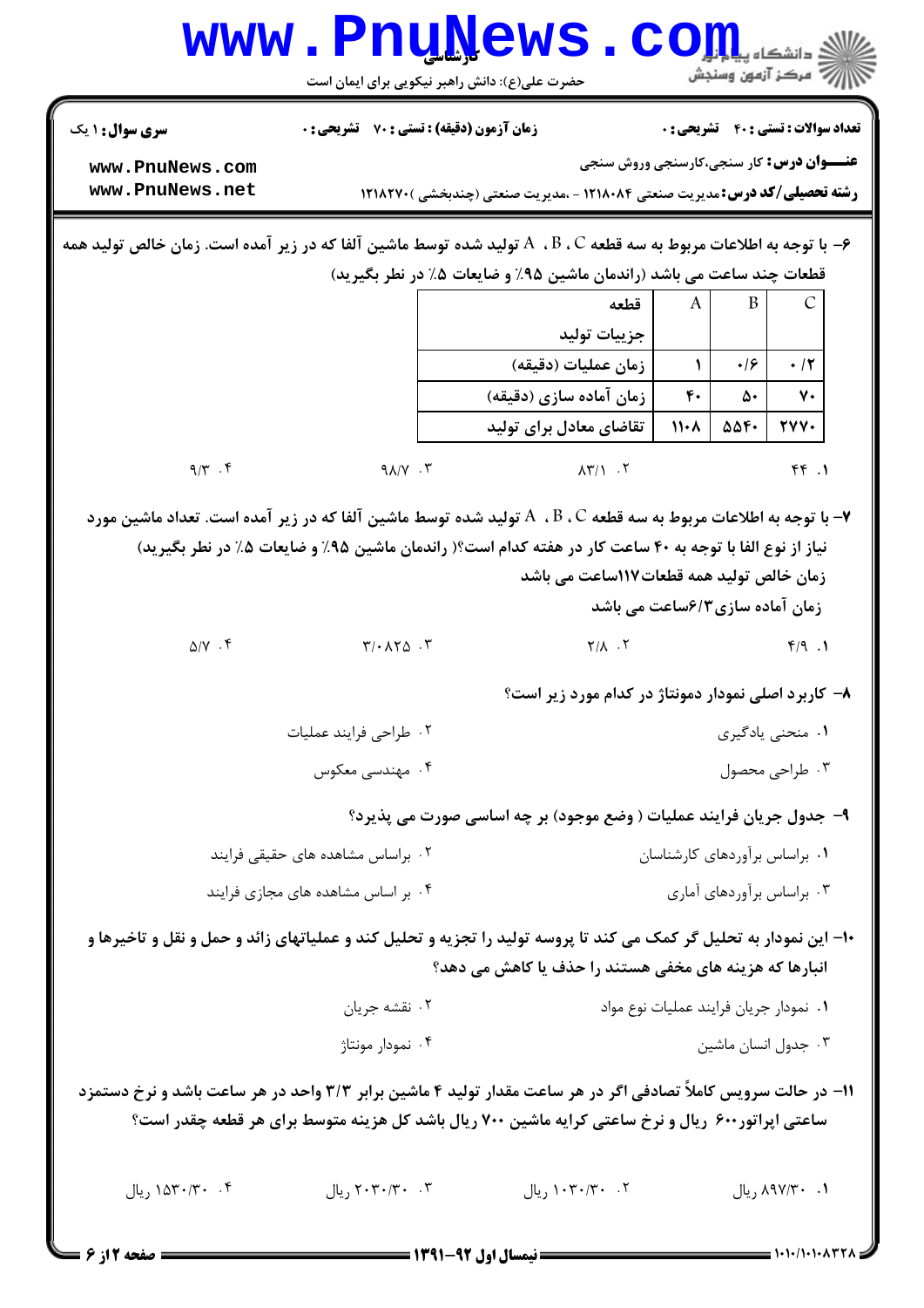**سری سوال:** ۱ یک | **زمان آزمون (دقیقه) : تستی :** ۷۰ **تشریحی :** ۰ | **تعداد سوالات : تستی :** ۴۰ **تشریحی :** ۰

**عنـــوان درس:** کار سنجی،کارسنجی وروش سنجی

**رشته تحصیلی/کد درس:** مدیریت صنعتی ۱۲۱۸۰۸۴ - ،مدیریت صنعتی (چندبخشی )۱۲۱۸۲۷۰

۶- با توجه به اطلاعات مربوط به سه قطعه A ، B ، C تولید شده توسط ماشین آلفا که در زیر آمده است. زمان خالص تولید همه قطعات چند ساعت می باشد (راندمان ماشین ۹۵٪ و ضایعات ۵٪ در نظر بگیرید)

| قطعه / جزییات تولید | A | B | C |
|---|---|---|---|
| زمان عملیات (دقیقه) | ۱ | ۰/۶ | ۰/۲ |
| زمان آماده سازی (دقیقه) | ۴۰ | ۵۰ | ۷۰ |
| تقاضای معادل برای تولید | ۱۱۰۸ | ۵۵۴۰ | ۲۷۷۰ |

۱. ۴۴ &nbsp;&nbsp; ۲. ۸۳/۱ &nbsp;&nbsp; ۳. ۹۸/۷ &nbsp;&nbsp; ۴. ۹/۳

۷- با توجه به اطلاعات مربوط به سه قطعه A ، B ، C تولید شده توسط ماشین آلفا که در زیر آمده است. تعداد ماشین مورد نیاز از نوع الفا با توجه به ۴۰ ساعت کار در هفته کدام است؟( راندمان ماشین ۹۵٪ و ضایعات ۵٪ در نظر بگیرید)

زمان خالص تولید همه قطعات۱۱۷ساعت می باشد

زمان آماده سازی۶/۳ساعت می باشد

۱. ۴/۹ &nbsp;&nbsp; ۲. ۲/۸ &nbsp;&nbsp; ۳. ۳/۰۸۲۵ &nbsp;&nbsp; ۴. ۵/۷

۸- کاربرد اصلی نمودار دمونتاژ در کدام مورد زیر است؟

۱. منحنی یادگیری

۲. طراحی فرایند عملیات

۳. طراحی محصول

۴. مهندسی معکوس

۹- جدول جریان فرایند عملیات ( وضع موجود) بر چه اساسی صورت می پذیرد؟

۱. براساس برآوردهای کارشناسان

۲. براساس مشاهده های حقیقی فرایند

۳. براساس برآوردهای آماری

۴. بر اساس مشاهده های مجازی فرایند

۱۰- این نمودار به تحلیل گر کمک می کند تا پروسه تولید را تجزیه و تحلیل کند و عملیاتهای زائد و حمل و نقل و تاخیرها و انبارها که هزینه های مخفی هستند را حذف یا کاهش می دهد؟

۱. نمودار جریان فرایند عملیات نوع مواد

۲. نقشه جریان

۳. جدول انسان ماشین

۴. نمودار مونتاژ

۱۱- در حالت سرویس کاملاً تصادفی اگر در هر ساعت مقدار تولید ۴ ماشین برابر ۳/۳ واحد در هر ساعت باشد و نرخ دستمزد ساعتی اپراتور۶۰۰ ریال و نرخ ساعتی کرایه ماشین ۷۰۰ ریال باشد کل هزینه متوسط برای هر قطعه چقدر است؟

۱. ۸۹۷/۳۰ ریال &nbsp;&nbsp; ۲. ۱۰۳۰/۳۰ ریال &nbsp;&nbsp; ۳. ۲۰۳۰/۳۰ ریال &nbsp;&nbsp; ۴. ۱۵۳۰/۳۰ ریال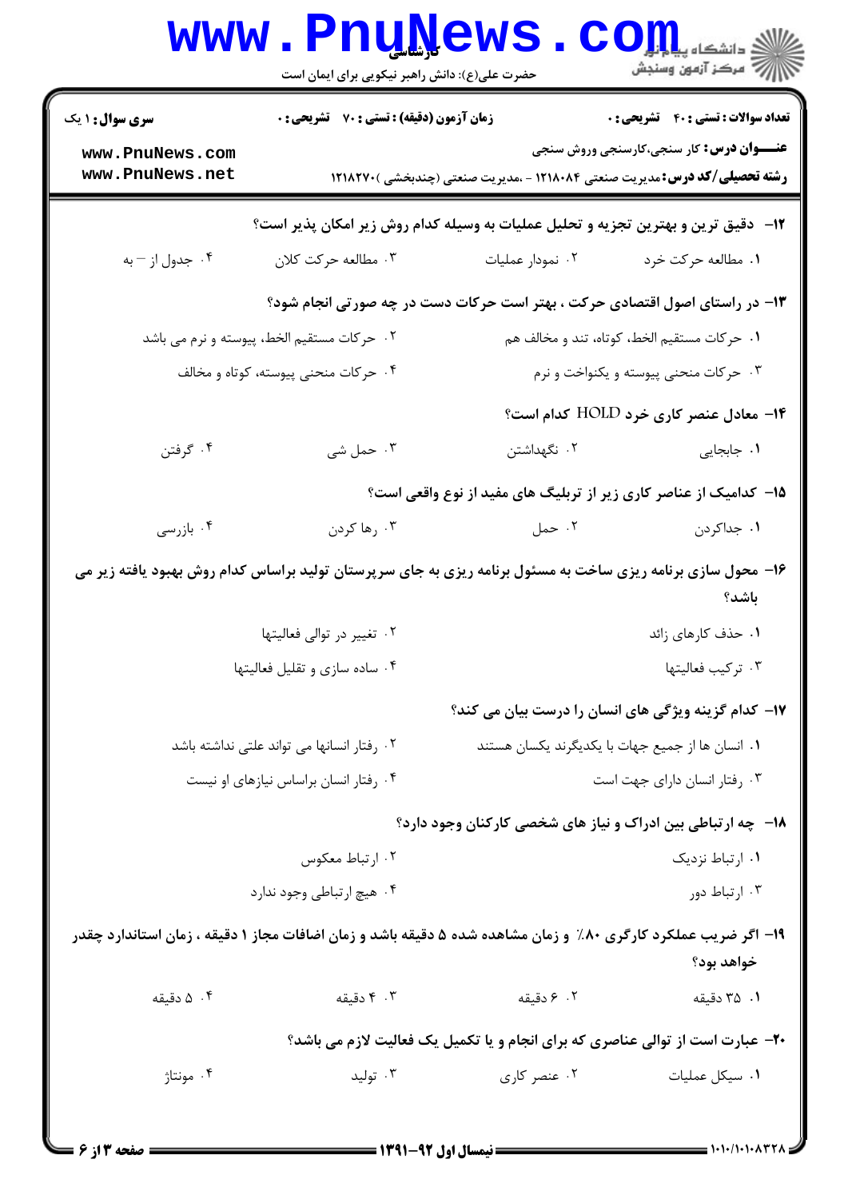**سری سوال:** ۱ یک

**زمان آزمون (دقیقه) : تستی :** ۷۰ **تشریحی :** ۰

**تعداد سوالات : تستی :** ۴۰ **تشریحی :** ۰

**عنـــوان درس:** کار سنجی،کارسنجی وروش سنجی

**رشته تحصیلی/کد درس:** مدیریت صنعتی ۱۲۱۸۰۸۴ - ،مدیریت صنعتی (چندبخشی )۱۲۱۸۲۷۰

۱۲- دقیق ترین و بهترین تجزیه و تحلیل عملیات به وسیله کدام روش زیر امکان پذیر است؟

۱. مطالعه حرکت خرد
۲. نمودار عملیات
۳. مطالعه حرکت کلان
۴. جدول از – به

۱۳- در راستای اصول اقتصادی حرکت ، بهتر است حرکات دست در چه صورتی انجام شود؟

۱. حرکات مستقیم الخط، کوتاه، تند و مخالف هم
۲. حرکات مستقیم الخط، پیوسته و نرم می باشد
۳. حرکات منحنی پیوسته و یکنواخت و نرم
۴. حرکات منحنی پیوسته، کوتاه و مخالف

۱۴- معادل عنصر کاری خرد HOLD کدام است؟

۱. جابجایی
۲. نگهداشتن
۳. حمل شی
۴. گرفتن

۱۵- کدامیک از عناصر کاری زیر از تربلیگ های مفید از نوع واقعی است؟

۱. جداکردن
۲. حمل
۳. رها کردن
۴. بازرسی

۱۶- محول سازی برنامه ریزی ساخت به مسئول برنامه ریزی به جای سرپرستان تولید براساس کدام روش بهبود یافته زیر می باشد؟

۱. حذف کارهای زائد
۲. تغییر در توالی فعالیتها
۳. ترکیب فعالیتها
۴. ساده سازی و تقلیل فعالیتها

۱۷- کدام گزینه ویژگی های انسان را درست بیان می کند؟

۱. انسان ها از جمیع جهات با یکدیگرند یکسان هستند
۲. رفتار انسانها می تواند علتی نداشته باشد
۳. رفتار انسان دارای جهت است
۴. رفتار انسان براساس نیازهای او نیست

۱۸- چه ارتباطی بین ادراک و نیاز های شخصی کارکنان وجود دارد؟

۱. ارتباط نزدیک
۲. ارتباط معکوس
۳. ارتباط دور
۴. هیچ ارتباطی وجود ندارد

۱۹- اگر ضریب عملکرد کارگری ۸۰٪ و زمان مشاهده شده ۵ دقیقه باشد و زمان اضافات مجاز ۱ دقیقه ، زمان استاندارد چقدر خواهد بود؟

۱. ۳۵ دقیقه
۲. ۶ دقیقه
۳. ۴ دقیقه
۴. ۵ دقیقه

۲۰- عبارت است از توالی عناصری که برای انجام و یا تکمیل یک فعالیت لازم می باشد؟

۱. سیکل عملیات
۲. عنصر کاری
۳. تولید
۴. مونتاژ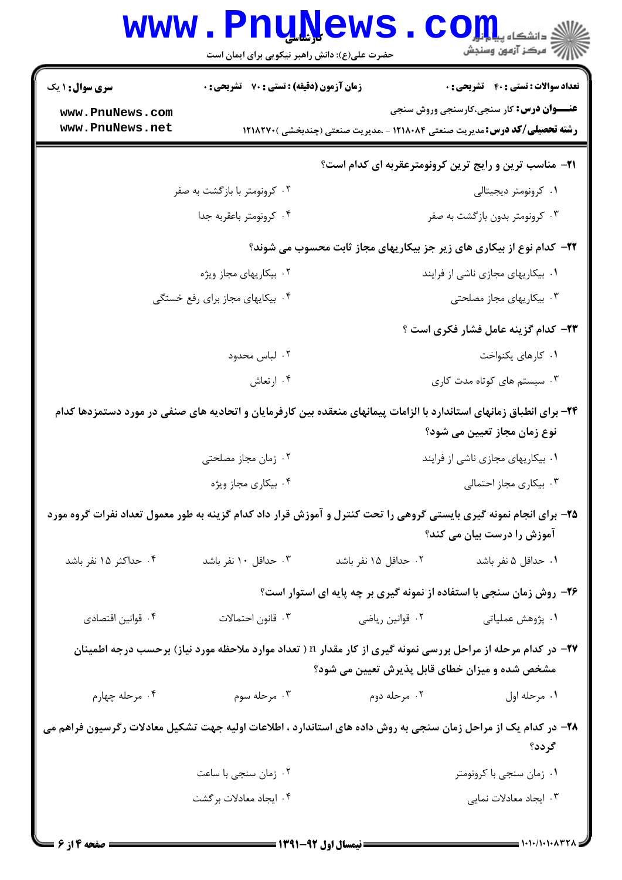**۲۱- مناسب ترین و رایج ترین کرونومترعقربه ای کدام است؟**

۱. کرونومتر دیجیتالی
۲. کرونومتر با بازگشت به صفر
۳. کرونومتر بدون بازگشت به صفر
۴. کرونومتر باعقربه جدا

**۲۲- کدام نوع از بیکاری های زیر جز بیکاریهای مجاز ثابت محسوب می شوند؟**

۱. بیکاریهای مجازی ناشی از فرایند
۲. بیکاریهای مجاز ویژه
۳. بیکاریهای مجاز مصلحتی
۴. بیکایهای مجاز برای رفع خستگی

**۲۳- کدام گزینه عامل فشار فکری است ؟**

۱. کارهای یکنواخت
۲. لباس محدود
۳. سیستم های کوتاه مدت کاری
۴. ارتعاش

**۲۴- برای انطباق زمانهای استاندارد با الزامات پیمانهای منعقده بین کارفرمایان و اتحادیه های صنفی در مورد دستمزدها کدام نوع زمان مجاز تعیین می شود؟**

۱. بیکاریهای مجازی ناشی از فرایند
۲. زمان مجاز مصلحتی
۳. بیکاری مجاز احتمالی
۴. بیکاری مجاز ویژه

**۲۵- برای انجام نمونه گیری بایستی گروهی را تحت کنترل و آموزش قرار داد کدام گزینه به طور معمول تعداد نفرات گروه مورد آموزش را درست بیان می کند؟**

۱. حداقل ۵ نفر باشد
۲. حداقل ۱۵ نفر باشد
۳. حداقل ۱۰ نفر باشد
۴. حداکثر ۱۵ نفر باشد

**۲۶- روش زمان سنجی با استفاده از نمونه گیری بر چه پایه ای استوار است؟**

۱. پژوهش عملیاتی
۲. قوانین ریاضی
۳. قانون احتمالات
۴. قوانین اقتصادی

**۲۷- در کدام مرحله از مراحل بررسی نمونه گیری از کار مقدار n ( تعداد موارد ملاحظه مورد نیاز) برحسب درجه اطمینان مشخص شده و میزان خطای قابل پذیرش تعیین می شود؟**

۱. مرحله اول
۲. مرحله دوم
۳. مرحله سوم
۴. مرحله چهارم

**۲۸- در کدام یک از مراحل زمان سنجی به روش داده های استاندارد ، اطلاعات اولیه جهت تشکیل معادلات رگرسیون فراهم می گردد؟**

۱. زمان سنجی با کرونومتر
۲. زمان سنجی با ساعت
۳. ایجاد معادلات نمایی
۴. ایجاد معادلات برگشت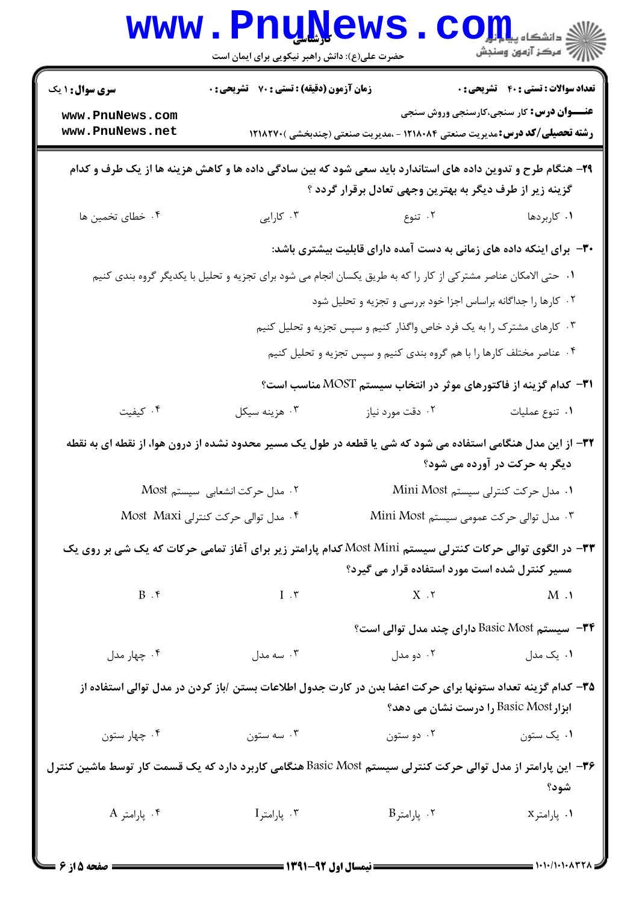۲۹- هنگام طرح و تدوین داده های استاندارد باید سعی شود که بین سادگی داده ها و کاهش هزینه ها از یک طرف و کدام گزینه زیر از طرف دیگر به بهترین وجهی تعادل برقرار گردد ؟

۱. کاربردها
۲. تنوع
۳. کارایی
۴. خطای تخمین ها

۳۰- برای اینکه داده های زمانی به دست آمده دارای قابلیت بیشتری باشد:

۱. حتی الامکان عناصر مشترکی از کار را که به طریق یکسان انجام می شود برای تجزیه و تحلیل با یکدیگر گروه بندی کنیم
۲. کارها را جداگانه براساس اجزا خود بررسی و تجزیه و تحلیل شود
۳. کارهای مشترک را به یک فرد خاص واگذار کنیم و سپس تجزیه و تحلیل کنیم
۴. عناصر مختلف کارها را با هم گروه بندی کنیم و سپس تجزیه و تحلیل کنیم

۳۱- کدام گزینه از فاکتورهای موثر در انتخاب سیستم MOST مناسب است؟

۱. تنوع عملیات
۲. دقت مورد نیاز
۳. هزینه سیکل
۴. کیفیت

۳۲- از این مدل هنگامی استفاده می شود که شی یا قطعه در طول یک مسیر محدود نشده از درون هوا، از نقطه ای به نقطه دیگر به حرکت در آورده می شود؟

۱. مدل حرکت کنترلی سیستم Mini Most
۲. مدل حرکت انشعابی سیستم Most
۳. مدل توالی حرکت عمومی سیستم Mini Most
۴. مدل توالی حرکت کنترلی Most Maxi

۳۳- در الگوی توالی حرکات کنترلی سیستم Most Mini کدام پارامتر زیر برای آغاز تمامی حرکات که یک شی بر روی یک مسیر کنترل شده است مورد استفاده قرار می گیرد؟

۱. M
۲. X
۳. I
۴. B

۳۴- سیستم Basic Most دارای چند مدل توالی است؟

۱. یک مدل
۲. دو مدل
۳. سه مدل
۴. چهار مدل

۳۵- کدام گزینه تعداد ستونها برای حرکت اعضا بدن در کارت جدول اطلاعات بستن /باز کردن در مدل توالی استفاده از ابزار Basic Most را درست نشان می دهد؟

۱. یک ستون
۲. دو ستون
۳. سه ستون
۴. چهار ستون

۳۶- این پارامتر از مدل توالی حرکت کنترلی سیستم Basic Most هنگامی کاربرد دارد که یک قسمت کار توسط ماشین کنترل شود؟

۱. پارامتر x
۲. پارامتر B
۳. پارامتر I
۴. پارامتر A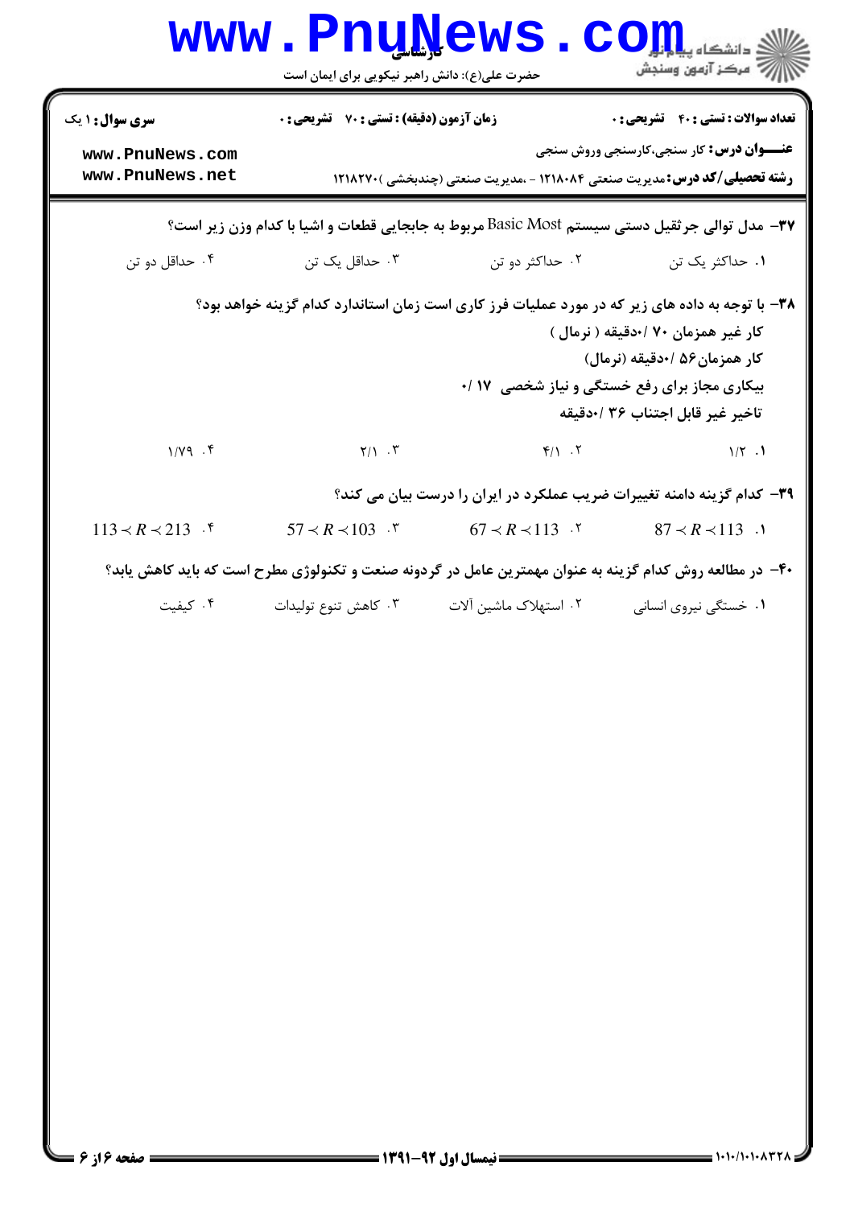**۳۷- مدل توالی جرثقیل دستی سیستم Basic Most مربوط به جابجایی قطعات و اشیا با کدام وزن زیر است؟**

۱. حداکثر یک تن	۲. حداکثر دو تن	۳. حداقل یک تن	۴. حداقل دو تن

**۳۸- با توجه به داده های زیر که در مورد عملیات فرز کاری است زمان استاندارد کدام گزینه خواهد بود؟**

کار غیر همزمان ۷۰ /۰دقیقه ( نرمال )

کار همزمان۵۶ /۰دقیقه (نرمال)

بیکاری مجاز برای رفع خستگی و نیاز شخصی ۱۷ /۰

تاخیر غیر قابل اجتناب ۳۶ /۰دقیقه

۱. ۱/۲	۲. ۴/۱	۳. ۲/۱	۴. ۱/۷۹

**۳۹- کدام گزینه دامنه تغییرات ضریب عملکرد در ایران را درست بیان می کند؟**

۱. $87 \prec R \prec 113$	۲. $67 \prec R \prec 113$	۳. $57 \prec R \prec 103$	۴. $113 \prec R \prec 213$

**۴۰- در مطالعه روش کدام گزینه به عنوان مهمترین عامل در گردونه صنعت و تکنولوژی مطرح است که باید کاهش یابد؟**

۱. خستگی نیروی انسانی	۲. استهلاک ماشین آلات	۳. کاهش تنوع تولیدات	۴. کیفیت